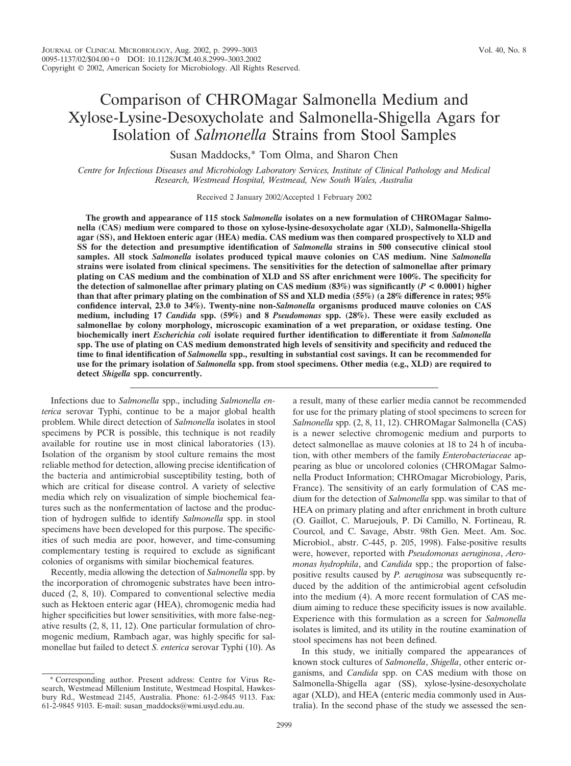# Comparison of CHROMagar Salmonella Medium and Xylose-Lysine-Desoxycholate and Salmonella-Shigella Agars for Isolation of *Salmonella* Strains from Stool Samples

Susan Maddocks,* Tom Olma, and Sharon Chen

*Centre for Infectious Diseases and Microbiology Laboratory Services, Institute of Clinical Pathology and Medical Research, Westmead Hospital, Westmead, New South Wales, Australia*

Received 2 January 2002/Accepted 1 February 2002

**The growth and appearance of 115 stock *Salmonella* isolates on a new formulation of CHROMagar Salmonella (CAS) medium were compared to those on xylose-lysine-desoxycholate agar (XLD), Salmonella-Shigella agar (SS), and Hektoen enteric agar (HEA) media. CAS medium was then compared prospectively to XLD and SS for the detection and presumptive identification of *Salmonella* strains in 500 consecutive clinical stool samples. All stock *Salmonella* isolates produced typical mauve colonies on CAS medium. Nine *Salmonella* strains were isolated from clinical specimens. The sensitivities for the detection of salmonellae after primary plating on CAS medium and the combination of XLD and SS after enrichment were 100%. The specificity for the detection of salmonellae after primary plating on CAS medium (83%) was significantly ($P < 0.0001$) higher than that after primary plating on the combination of SS and XLD media (55%) (a 28% difference in rates; 95% confidence interval, 23.0 to 34%). Twenty-nine non-*Salmonella* organisms produced mauve colonies on CAS medium, including 17 *Candida* spp. (59%) and 8 *Pseudomonas* spp. (28%). These were easily excluded as salmonellae by colony morphology, microscopic examination of a wet preparation, or oxidase testing. One biochemically inert *Escherichia coli* isolate required further identification to differentiate it from *Salmonella* spp. The use of plating on CAS medium demonstrated high levels of sensitivity and specificity and reduced the time to final identification of *Salmonella* spp., resulting in substantial cost savings. It can be recommended for use for the primary isolation of *Salmonella* spp. from stool specimens. Other media (e.g., XLD) are required to detect *Shigella* spp. concurrently.**

Infections due to *Salmonella* spp., including *Salmonella enterica* serovar Typhi, continue to be a major global health problem. While direct detection of *Salmonella* isolates in stool specimens by PCR is possible, this technique is not readily available for routine use in most clinical laboratories (13). Isolation of the organism by stool culture remains the most reliable method for detection, allowing precise identification of the bacteria and antimicrobial susceptibility testing, both of which are critical for disease control. A variety of selective media which rely on visualization of simple biochemical features such as the nonfermentation of lactose and the production of hydrogen sulfide to identify *Salmonella* spp. in stool specimens have been developed for this purpose. The specificities of such media are poor, however, and time-consuming complementary testing is required to exclude as significant colonies of organisms with similar biochemical features.

Recently, media allowing the detection of *Salmonella* spp. by the incorporation of chromogenic substrates have been introduced (2, 8, 10). Compared to conventional selective media such as Hektoen enteric agar (HEA), chromogenic media had higher specificities but lower sensitivities, with more false-negative results (2, 8, 11, 12). One particular formulation of chromogenic medium, Rambach agar, was highly specific for salmonellae but failed to detect *S. enterica* serovar Typhi (10). As a result, many of these earlier media cannot be recommended for use for the primary plating of stool specimens to screen for *Salmonella* spp. (2, 8, 11, 12). CHROMagar Salmonella (CAS) is a newer selective chromogenic medium and purports to detect salmonellae as mauve colonies at 18 to 24 h of incubation, with other members of the family *Enterobacteriaceae* appearing as blue or uncolored colonies (CHROMagar Salmonella Product Information; CHROmagar Microbiology, Paris, France). The sensitivity of an early formulation of CAS medium for the detection of *Salmonella* spp. was similar to that of HEA on primary plating and after enrichment in broth culture (O. Gaillot, C. Maruejouls, P. Di Camillo, N. Fortineau, R. Courcol, and C. Savage, Abstr. 98th Gen. Meet. Am. Soc. Microbiol., abstr. C-445, p. 205, 1998). False-positive results were, however, reported with *Pseudomonas aeruginosa*, *Aeromonas hydrophila*, and *Candida* spp.; the proportion of false-positive results caused by *P. aeruginosa* was subsequently reduced by the addition of the antimicrobial agent cefsoludin into the medium (4). A more recent formulation of CAS medium aiming to reduce these specificity issues is now available. Experience with this formulation as a screen for *Salmonella* isolates is limited, and its utility in the routine examination of stool specimens has not been defined.

In this study, we initially compared the appearances of known stock cultures of *Salmonella*, *Shigella*, other enteric organisms, and *Candida* spp. on CAS medium with those on Salmonella-Shigella agar (SS), xylose-lysine-desoxycholate agar (XLD), and HEA (enteric media commonly used in Australia). In the second phase of the study we assessed the sen-

* Corresponding author. Present address: Centre for Virus Research, Westmead Millenium Institute, Westmead Hospital, Hawkesbury Rd., Westmead 2145, Australia. Phone: 61-2-9845 9113. Fax: 61-2-9845 9103. E-mail: susan_maddocks@wmi.usyd.edu.au.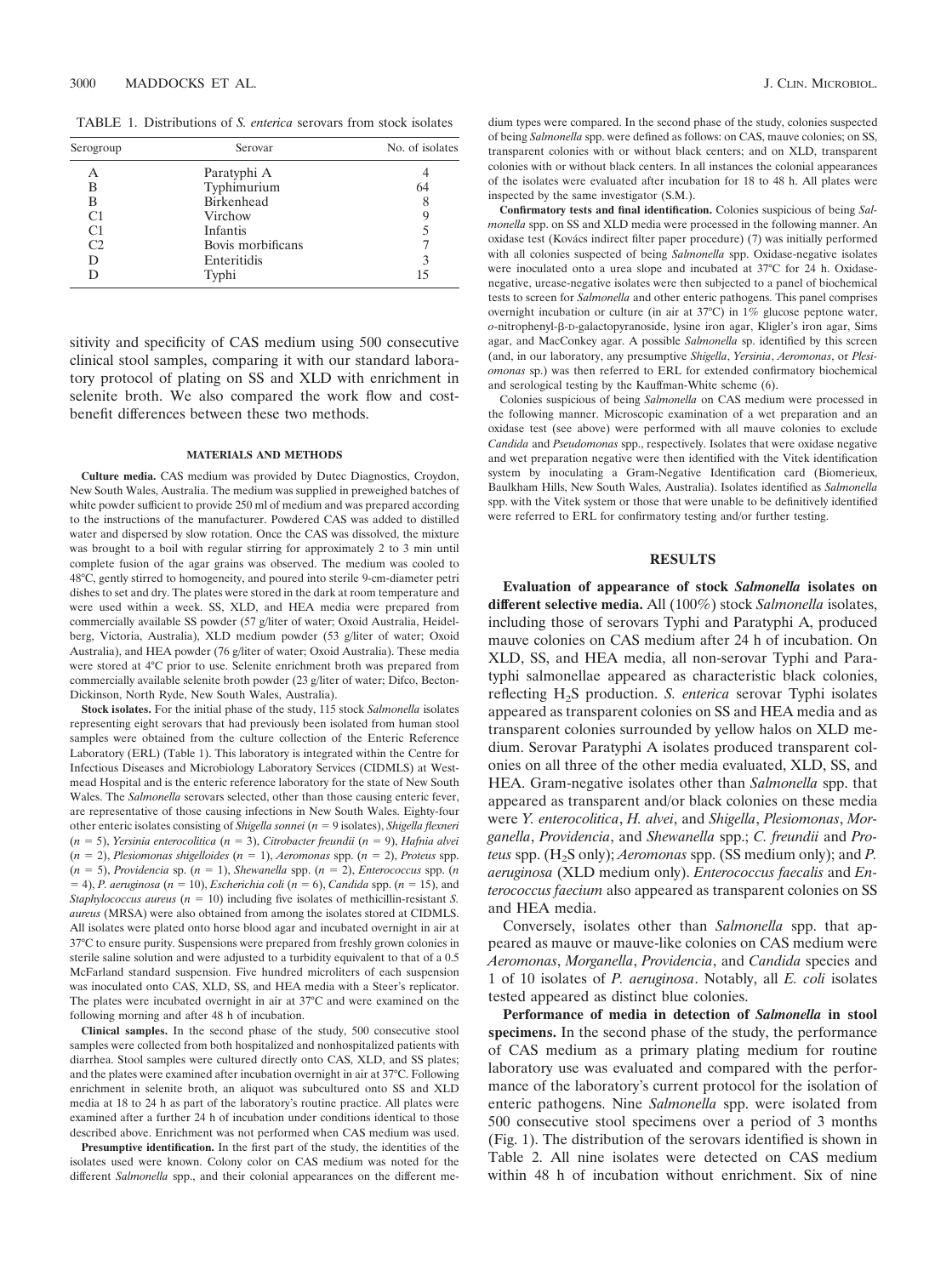TABLE 1. Distributions of *S. enterica* serovars from stock isolates

| Serogroup | Serovar | No. of isolates |
|---|---|---|
| A | Paratyphi A | 4 |
| B | Typhimurium | 64 |
| B | Birkenhead | 8 |
| C1 | Virchow | 9 |
| C1 | Infantis | 5 |
| C2 | Bovis morbificans | 7 |
| D | Enteritidis | 3 |
| D | Typhi | 15 |

sitivity and specificity of CAS medium using 500 consecutive clinical stool samples, comparing it with our standard laboratory protocol of plating on SS and XLD with enrichment in selenite broth. We also compared the work flow and cost-benefit differences between these two methods.

## MATERIALS AND METHODS

**Culture media.** CAS medium was provided by Dutec Diagnostics, Croydon, New South Wales, Australia. The medium was supplied in preweighed batches of white powder sufficient to provide 250 ml of medium and was prepared according to the instructions of the manufacturer. Powdered CAS was added to distilled water and dispersed by slow rotation. Once the CAS was dissolved, the mixture was brought to a boil with regular stirring for approximately 2 to 3 min until complete fusion of the agar grains was observed. The medium was cooled to 48°C, gently stirred to homogeneity, and poured into sterile 9-cm-diameter petri dishes to set and dry. The plates were stored in the dark at room temperature and were used within a week. SS, XLD, and HEA media were prepared from commercially available SS powder (57 g/liter of water; Oxoid Australia, Heidelberg, Victoria, Australia), XLD medium powder (53 g/liter of water; Oxoid Australia), and HEA powder (76 g/liter of water; Oxoid Australia). These media were stored at 4°C prior to use. Selenite enrichment broth was prepared from commercially available selenite broth powder (23 g/liter of water; Difco, Becton-Dickinson, North Ryde, New South Wales, Australia).

**Stock isolates.** For the initial phase of the study, 115 stock *Salmonella* isolates representing eight serovars that had previously been isolated from human stool samples were obtained from the culture collection of the Enteric Reference Laboratory (ERL) (Table 1). This laboratory is integrated within the Centre for Infectious Diseases and Microbiology Laboratory Services (CIDMLS) at Westmead Hospital and is the enteric reference laboratory for the state of New South Wales. The *Salmonella* serovars selected, other than those causing enteric fever, are representative of those causing infections in New South Wales. Eighty-four other enteric isolates consisting of *Shigella sonnei* ($n = 9$ isolates), *Shigella flexneri* ($n = 5$), *Yersinia enterocolitica* ($n = 3$), *Citrobacter freundii* ($n = 9$), *Hafnia alvei* ($n = 2$), *Plesiomonas shigelloides* ($n = 1$), *Aeromonas* spp. ($n = 2$), *Proteus* spp. ($n = 5$), *Providencia* sp. ($n = 1$), *Shewanella* spp. ($n = 2$), *Enterococcus* spp. ($n = 4$), *P. aeruginosa* ($n = 10$), *Escherichia coli* ($n = 6$), *Candida* spp. ($n = 15$), and *Staphylococcus aureus* ($n = 10$) including five isolates of methicillin-resistant *S. aureus* (MRSA) were also obtained from among the isolates stored at CIDMLS. All isolates were plated onto horse blood agar and incubated overnight in air at 37°C to ensure purity. Suspensions were prepared from freshly grown colonies in sterile saline solution and were adjusted to a turbidity equivalent to that of a 0.5 McFarland standard suspension. Five hundred microliters of each suspension was inoculated onto CAS, XLD, SS, and HEA media with a Steer's replicator. The plates were incubated overnight in air at 37°C and were examined on the following morning and after 48 h of incubation.

**Clinical samples.** In the second phase of the study, 500 consecutive stool samples were collected from both hospitalized and nonhospitalized patients with diarrhea. Stool samples were cultured directly onto CAS, XLD, and SS plates; and the plates were examined after incubation overnight in air at 37°C. Following enrichment in selenite broth, an aliquot was subcultured onto SS and XLD media at 18 to 24 h as part of the laboratory's routine practice. All plates were examined after a further 24 h of incubation under conditions identical to those described above. Enrichment was not performed when CAS medium was used.

**Presumptive identification.** In the first part of the study, the identities of the isolates used were known. Colony color on CAS medium was noted for the different *Salmonella* spp., and their colonial appearances on the different medium types were compared. In the second phase of the study, colonies suspected of being *Salmonella* spp. were defined as follows: on CAS, mauve colonies; on SS, transparent colonies with or without black centers; and on XLD, transparent colonies with or without black centers. In all instances the colonial appearances of the isolates were evaluated after incubation for 18 to 48 h. All plates were inspected by the same investigator (S.M.).

**Confirmatory tests and final identification.** Colonies suspicious of being *Salmonella* spp. on SS and XLD media were processed in the following manner. An oxidase test (Kovács indirect filter paper procedure) (7) was initially performed with all colonies suspected of being *Salmonella* spp. Oxidase-negative isolates were inoculated onto a urea slope and incubated at 37°C for 24 h. Oxidase-negative, urease-negative isolates were then subjected to a panel of biochemical tests to screen for *Salmonella* and other enteric pathogens. This panel comprises overnight incubation or culture (in air at 37°C) in 1% glucose peptone water, *o*-nitrophenyl-β-D-galactopyranoside, lysine iron agar, Kligler's iron agar, Sims agar, and MacConkey agar. A possible *Salmonella* sp. identified by this screen (and, in our laboratory, any presumptive *Shigella*, *Yersinia*, *Aeromonas*, or *Plesiomonas* sp.) was then referred to ERL for extended confirmatory biochemical and serological testing by the Kauffman-White scheme (6).

Colonies suspicious of being *Salmonella* on CAS medium were processed in the following manner. Microscopic examination of a wet preparation and an oxidase test (see above) were performed with all mauve colonies to exclude *Candida* and *Pseudomonas* spp., respectively. Isolates that were oxidase negative and wet preparation negative were then identified with the Vitek identification system by inoculating a Gram-Negative Identification card (Biomerieux, Baulkham Hills, New South Wales, Australia). Isolates identified as *Salmonella* spp. with the Vitek system or those that were unable to be definitively identified were referred to ERL for confirmatory testing and/or further testing.

## RESULTS

**Evaluation of appearance of stock *Salmonella* isolates on different selective media.** All (100%) stock *Salmonella* isolates, including those of serovars Typhi and Paratyphi A, produced mauve colonies on CAS medium after 24 h of incubation. On XLD, SS, and HEA media, all non-serovar Typhi and Paratyphi salmonellae appeared as characteristic black colonies, reflecting $H_2S$ production. *S. enterica* serovar Typhi isolates appeared as transparent colonies on SS and HEA media and as transparent colonies surrounded by yellow halos on XLD medium. Serovar Paratyphi A isolates produced transparent colonies on all three of the other media evaluated, XLD, SS, and HEA. Gram-negative isolates other than *Salmonella* spp. that appeared as transparent and/or black colonies on these media were *Y. enterocolitica*, *H. alvei*, and *Shigella*, *Plesiomonas*, *Morganella*, *Providencia*, and *Shewanella* spp.; *C. freundii* and *Proteus* spp. ($H_2S$ only); *Aeromonas* spp. (SS medium only); and *P. aeruginosa* (XLD medium only). *Enterococcus faecalis* and *Enterococcus faecium* also appeared as transparent colonies on SS and HEA media.

Conversely, isolates other than *Salmonella* spp. that appeared as mauve or mauve-like colonies on CAS medium were *Aeromonas*, *Morganella*, *Providencia*, and *Candida* species and 1 of 10 isolates of *P. aeruginosa*. Notably, all *E. coli* isolates tested appeared as distinct blue colonies.

**Performance of media in detection of *Salmonella* in stool specimens.** In the second phase of the study, the performance of CAS medium as a primary plating medium for routine laboratory use was evaluated and compared with the performance of the laboratory's current protocol for the isolation of enteric pathogens. Nine *Salmonella* spp. were isolated from 500 consecutive stool specimens over a period of 3 months (Fig. 1). The distribution of the serovars identified is shown in Table 2. All nine isolates were detected on CAS medium within 48 h of incubation without enrichment. Six of nine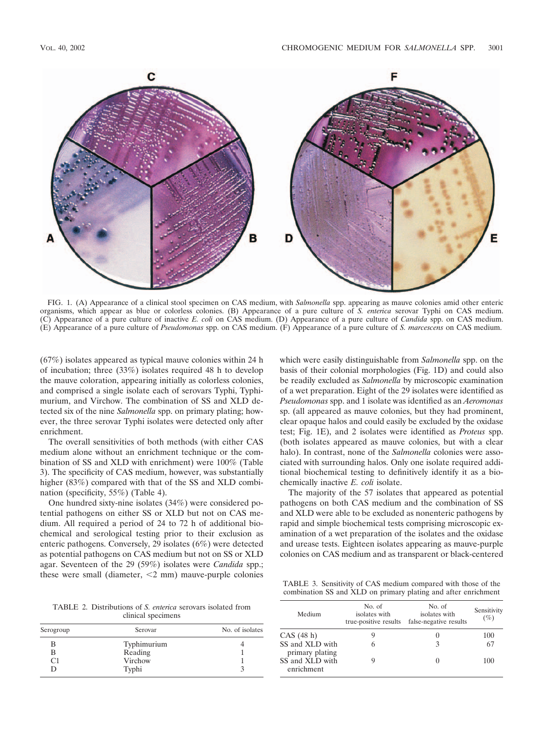FIG. 1. (A) Appearance of a clinical stool specimen on CAS medium, with *Salmonella* spp. appearing as mauve colonies amid other enteric organisms, which appear as blue or colorless colonies. (B) Appearance of a pure culture of *S. enterica* serovar Typhi on CAS medium. (C) Appearance of a pure culture of inactive *E. coli* on CAS medium. (D) Appearance of a pure culture of *Candida* spp. on CAS medium. (E) Appearance of a pure culture of *Pseudomonas* spp. on CAS medium. (F) Appearance of a pure culture of *S. marcescens* on CAS medium.

(67%) isolates appeared as typical mauve colonies within 24 h of incubation; three (33%) isolates required 48 h to develop the mauve coloration, appearing initially as colorless colonies, and comprised a single isolate each of serovars Typhi, Typhimurium, and Virchow. The combination of SS and XLD detected six of the nine *Salmonella* spp. on primary plating; however, the three serovar Typhi isolates were detected only after enrichment.

The overall sensitivities of both methods (with either CAS medium alone without an enrichment technique or the combination of SS and XLD with enrichment) were 100% (Table 3). The specificity of CAS medium, however, was substantially higher (83%) compared with that of the SS and XLD combination (specificity, 55%) (Table 4).

One hundred sixty-nine isolates (34%) were considered potential pathogens on either SS or XLD but not on CAS medium. All required a period of 24 to 72 h of additional biochemical and serological testing prior to their exclusion as enteric pathogens. Conversely, 29 isolates (6%) were detected as potential pathogens on CAS medium but not on SS or XLD agar. Seventeen of the 29 (59%) isolates were *Candida* spp.; these were small (diameter, <2 mm) mauve-purple colonies which were easily distinguishable from *Salmonella* spp. on the basis of their colonial morphologies (Fig. 1D) and could also be readily excluded as *Salmonella* by microscopic examination of a wet preparation. Eight of the 29 isolates were identified as *Pseudomonas* spp. and 1 isolate was identified as an *Aeromonas* sp. (all appeared as mauve colonies, but they had prominent, clear opaque halos and could easily be excluded by the oxidase test; Fig. 1E), and 2 isolates were identified as *Proteus* spp. (both isolates appeared as mauve colonies, but with a clear halo). In contrast, none of the *Salmonella* colonies were associated with surrounding halos. Only one isolate required additional biochemical testing to definitively identify it as a biochemically inactive *E. coli* isolate.

The majority of the 57 isolates that appeared as potential pathogens on both CAS medium and the combination of SS and XLD were able to be excluded as nonenteric pathogens by rapid and simple biochemical tests comprising microscopic examination of a wet preparation of the isolates and the oxidase and urease tests. Eighteen isolates appearing as mauve-purple colonies on CAS medium and as transparent or black-centered

TABLE 2. Distributions of *S. enterica* serovars isolated from clinical specimens

| Serogroup | Serovar | No. of isolates |
|---|---|---|
| B | Typhimurium | 4 |
| B | Reading | 1 |
| C1 | Virchow | 1 |
| D | Typhi | 3 |

TABLE 3. Sensitivity of CAS medium compared with those of the combination SS and XLD on primary plating and after enrichment

| Medium | No. of isolates with true-positive results | No. of isolates with false-negative results | Sensitivity (%) |
|---|---|---|---|
| CAS (48 h) | 9 | 0 | 100 |
| SS and XLD with primary plating | 6 | 3 | 67 |
| SS and XLD with enrichment | 9 | 0 | 100 |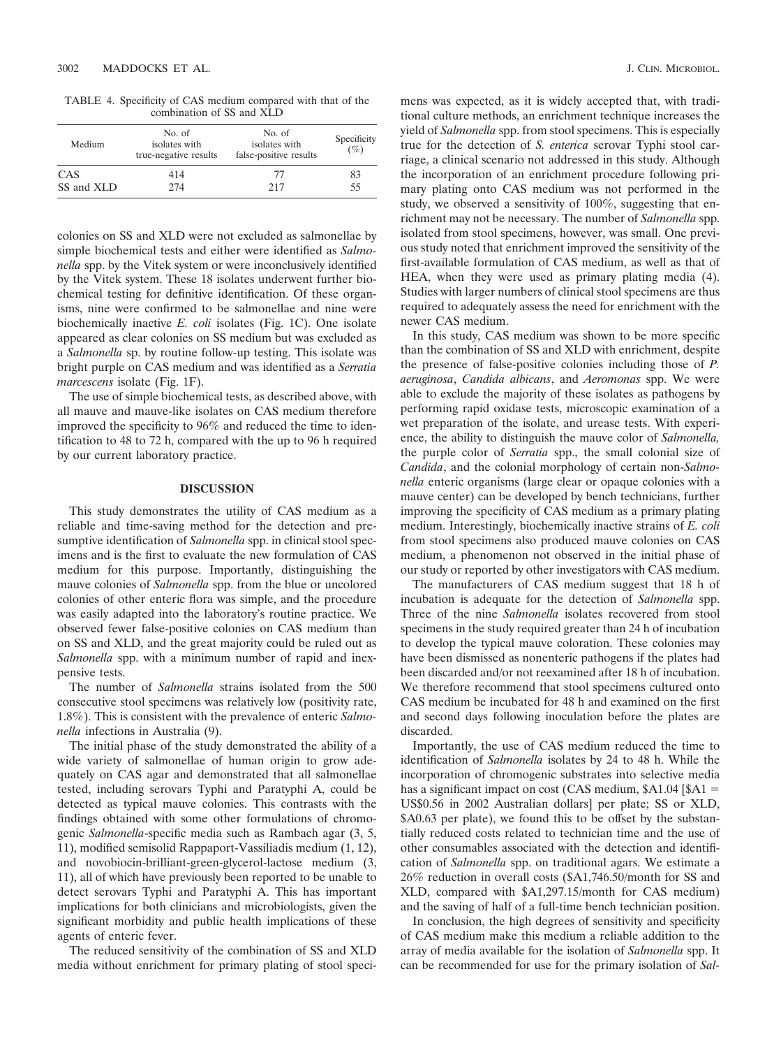TABLE 4. Specificity of CAS medium compared with that of the combination of SS and XLD

| Medium | No. of isolates with true-negative results | No. of isolates with false-positive results | Specificity (%) |
| --- | --- | --- | --- |
| CAS | 414 | 77 | 83 |
| SS and XLD | 274 | 217 | 55 |

colonies on SS and XLD were not excluded as salmonellae by simple biochemical tests and either were identified as *Salmonella* spp. by the Vitek system or were inconclusively identified by the Vitek system. These 18 isolates underwent further biochemical testing for definitive identification. Of these organisms, nine were confirmed to be salmonellae and nine were biochemically inactive *E. coli* isolates (Fig. 1C). One isolate appeared as clear colonies on SS medium but was excluded as a *Salmonella* sp. by routine follow-up testing. This isolate was bright purple on CAS medium and was identified as a *Serratia marcescens* isolate (Fig. 1F).

The use of simple biochemical tests, as described above, with all mauve and mauve-like isolates on CAS medium therefore improved the specificity to 96% and reduced the time to identification to 48 to 72 h, compared with the up to 96 h required by our current laboratory practice.

## DISCUSSION

This study demonstrates the utility of CAS medium as a reliable and time-saving method for the detection and presumptive identification of *Salmonella* spp. in clinical stool specimens and is the first to evaluate the new formulation of CAS medium for this purpose. Importantly, distinguishing the mauve colonies of *Salmonella* spp. from the blue or uncolored colonies of other enteric flora was simple, and the procedure was easily adapted into the laboratory's routine practice. We observed fewer false-positive colonies on CAS medium than on SS and XLD, and the great majority could be ruled out as *Salmonella* spp. with a minimum number of rapid and inexpensive tests.

The number of *Salmonella* strains isolated from the 500 consecutive stool specimens was relatively low (positivity rate, 1.8%). This is consistent with the prevalence of enteric *Salmonella* infections in Australia (9).

The initial phase of the study demonstrated the ability of a wide variety of salmonellae of human origin to grow adequately on CAS agar and demonstrated that all salmonellae tested, including serovars Typhi and Paratyphi A, could be detected as typical mauve colonies. This contrasts with the findings obtained with some other formulations of chromogenic *Salmonella*-specific media such as Rambach agar (3, 5, 11), modified semisolid Rappaport-Vassiliadis medium (1, 12), and novobiocin-brilliant-green-glycerol-lactose medium (3, 11), all of which have previously been reported to be unable to detect serovars Typhi and Paratyphi A. This has important implications for both clinicians and microbiologists, given the significant morbidity and public health implications of these agents of enteric fever.

The reduced sensitivity of the combination of SS and XLD media without enrichment for primary plating of stool specimens was expected, as it is widely accepted that, with traditional culture methods, an enrichment technique increases the yield of *Salmonella* spp. from stool specimens. This is especially true for the detection of *S. enterica* serovar Typhi stool carriage, a clinical scenario not addressed in this study. Although the incorporation of an enrichment procedure following primary plating onto CAS medium was not performed in the study, we observed a sensitivity of 100%, suggesting that enrichment may not be necessary. The number of *Salmonella* spp. isolated from stool specimens, however, was small. One previous study noted that enrichment improved the sensitivity of the first-available formulation of CAS medium, as well as that of HEA, when they were used as primary plating media (4). Studies with larger numbers of clinical stool specimens are thus required to adequately assess the need for enrichment with the newer CAS medium.

In this study, CAS medium was shown to be more specific than the combination of SS and XLD with enrichment, despite the presence of false-positive colonies including those of *P. aeruginosa*, *Candida albicans*, and *Aeromonas* spp. We were able to exclude the majority of these isolates as pathogens by performing rapid oxidase tests, microscopic examination of a wet preparation of the isolate, and urease tests. With experience, the ability to distinguish the mauve color of *Salmonella,* the purple color of *Serratia* spp., the small colonial size of *Candida*, and the colonial morphology of certain non-*Salmonella* enteric organisms (large clear or opaque colonies with a mauve center) can be developed by bench technicians, further improving the specificity of CAS medium as a primary plating medium. Interestingly, biochemically inactive strains of *E. coli* from stool specimens also produced mauve colonies on CAS medium, a phenomenon not observed in the initial phase of our study or reported by other investigators with CAS medium.

The manufacturers of CAS medium suggest that 18 h of incubation is adequate for the detection of *Salmonella* spp. Three of the nine *Salmonella* isolates recovered from stool specimens in the study required greater than 24 h of incubation to develop the typical mauve coloration. These colonies may have been dismissed as nonenteric pathogens if the plates had been discarded and/or not reexamined after 18 h of incubation. We therefore recommend that stool specimens cultured onto CAS medium be incubated for 48 h and examined on the first and second days following inoculation before the plates are discarded.

Importantly, the use of CAS medium reduced the time to identification of *Salmonella* isolates by 24 to 48 h. While the incorporation of chromogenic substrates into selective media has a significant impact on cost (CAS medium, \$A1.04 [\$A1 = US\$0.56 in 2002 Australian dollars] per plate; SS or XLD, \$A0.63 per plate), we found this to be offset by the substantially reduced costs related to technician time and the use of other consumables associated with the detection and identification of *Salmonella* spp. on traditional agars. We estimate a 26% reduction in overall costs (\$A1,746.50/month for SS and XLD, compared with \$A1,297.15/month for CAS medium) and the saving of half of a full-time bench technician position.

In conclusion, the high degrees of sensitivity and specificity of CAS medium make this medium a reliable addition to the array of media available for the isolation of *Salmonella* spp. It can be recommended for use for the primary isolation of *Sal-*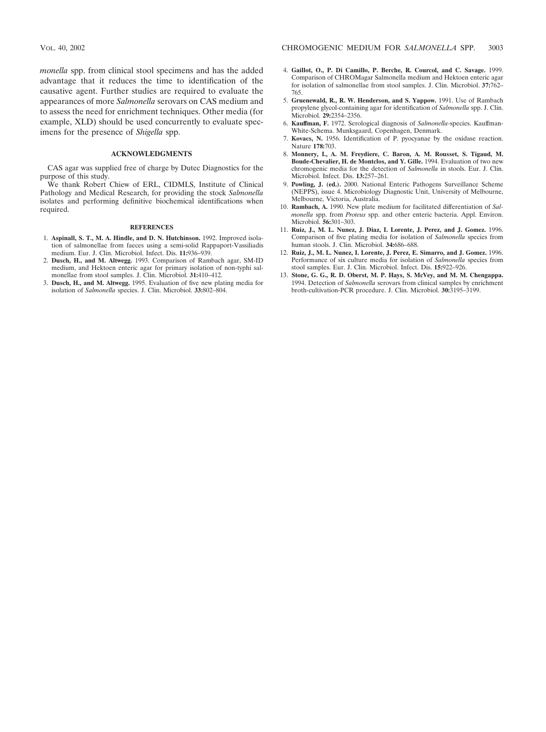*monella* spp. from clinical stool specimens and has the added advantage that it reduces the time to identification of the causative agent. Further studies are required to evaluate the appearances of more *Salmonella* serovars on CAS medium and to assess the need for enrichment techniques. Other media (for example, XLD) should be used concurrently to evaluate specimens for the presence of *Shigella* spp.

## ACKNOWLEDGMENTS

CAS agar was supplied free of charge by Dutec Diagnostics for the purpose of this study.

We thank Robert Chiew of ERL, CIDMLS, Institute of Clinical Pathology and Medical Research, for providing the stock *Salmonella* isolates and performing definitive biochemical identifications when required.

## REFERENCES

1. **Aspinall, S. T., M. A. Hindle, and D. N. Hutchinson.** 1992. Improved isolation of salmonellae from faeces using a semi-solid Rappaport-Vassiliadis medium. Eur. J. Clin. Microbiol. Infect. Dis. **11:**936–939.
2. **Dusch, H., and M. Altwegg.** 1993. Comparison of Rambach agar, SM-ID medium, and Hektoen enteric agar for primary isolation of non-typhi salmonellae from stool samples. J. Clin. Microbiol. **31:**410–412.
3. **Dusch, H., and M. Altwegg.** 1995. Evaluation of five new plating media for isolation of *Salmonella* species. J. Clin. Microbiol. **33:**802–804.
4. **Gaillot, O., P. Di Camillo, P. Berche, R. Courcol, and C. Savage.** 1999. Comparison of CHROMagar Salmonella medium and Hektoen enteric agar for isolation of salmonellae from stool samples. J. Clin. Microbiol. **37:**762–765.
5. **Gruenewald, R., R. W. Henderson, and S. Yappow.** 1991. Use of Rambach propylene glycol-containing agar for identification of *Salmonella* spp. J. Clin. Microbiol. **29:**2354–2356.
6. **Kauffman, F.** 1972. Serological diagnosis of *Salmonella*-species. Kauffman-White-Schema. Munksgaard, Copenhagen, Denmark.
7. **Kovacs, N.** 1956. Identification of P. pyocyanae by the oxidase reaction. Nature **178:**703.
8. **Monnery, I., A. M. Freydiere, C. Baron, A. M. Rousset, S. Tigaud, M. Boude-Chevalier, H. de Montclos, and Y. Gille.** 1994. Evaluation of two new chromogenic media for the detection of *Salmonella* in stools. Eur. J. Clin. Microbiol. Infect. Dis. **13:**257–261.
9. **Powling, J. (ed.).** 2000. National Enteric Pathogens Surveillance Scheme (NEPPS), issue 4. Microbiology Diagnostic Unit, University of Melbourne, Melbourne, Victoria, Australia.
10. **Rambach, A.** 1990. New plate medium for facilitated differentiation of *Salmonella* spp. from *Proteus* spp. and other enteric bacteria. Appl. Environ. Microbiol. **56:**301–303.
11. **Ruiz, J., M. L. Nunez, J. Diaz, I. Lorente, J. Perez, and J. Gomez.** 1996. Comparison of five plating media for isolation of *Salmonella* species from human stools. J. Clin. Microbiol. **34:**686–688.
12. **Ruiz, J., M. L. Nunez, I. Lorente, J. Perez, E. Simarro, and J. Gomez.** 1996. Performance of six culture media for isolation of *Salmonella* species from stool samples. Eur. J. Clin. Microbiol. Infect. Dis. **15:**922–926.
13. **Stone, G. G., R. D. Oberst, M. P. Hays, S. McVey, and M. M. Chengappa.** 1994. Detection of *Salmonella* serovars from clinical samples by enrichment broth-cultivation-PCR procedure. J. Clin. Microbiol. **30:**3195–3199.